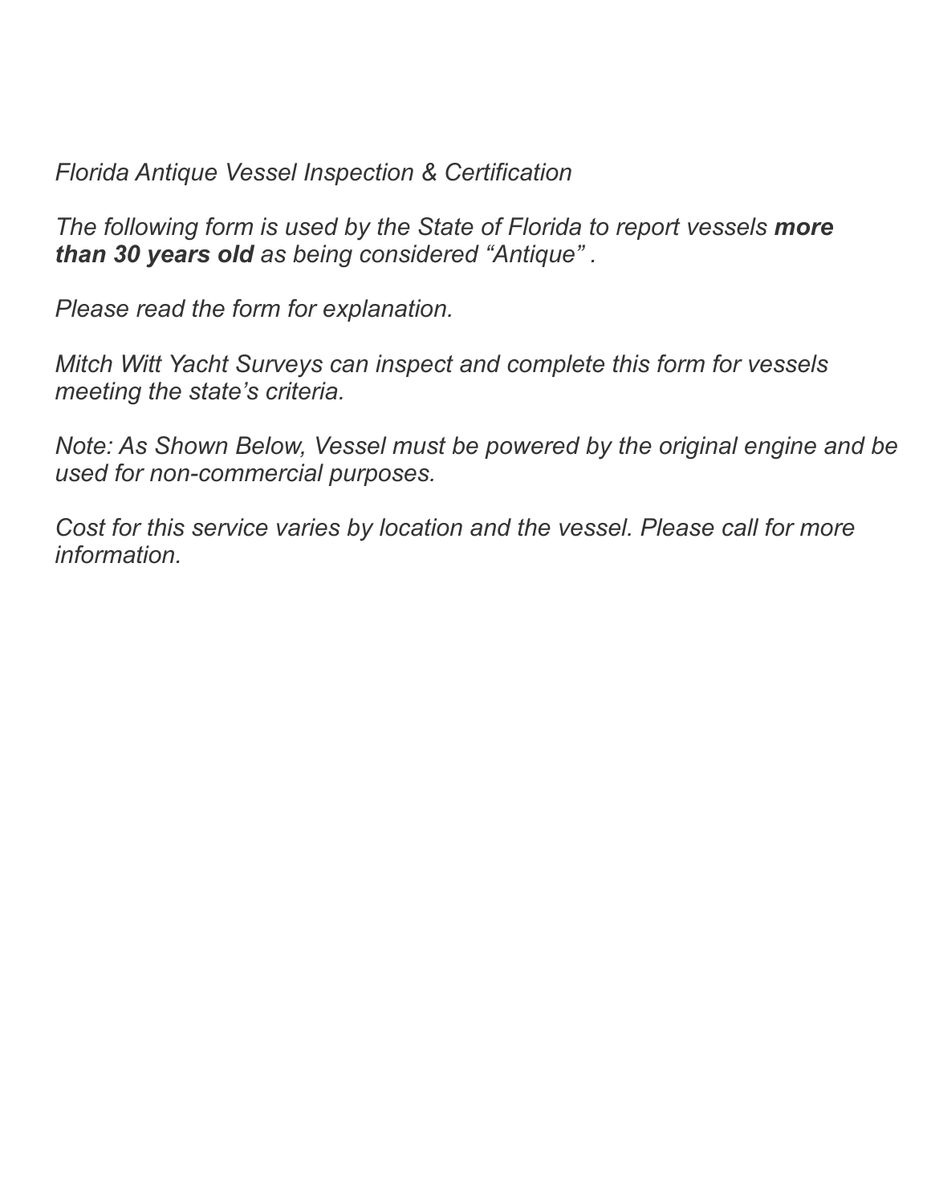*Florida Antique Vessel Inspection & Certification*

*The following form is used by the State of Florida to report vessels* ***more than 30 years old*** *as being considered "Antique" .*

*Please read the form for explanation.*

*Mitch Witt Yacht Surveys can inspect and complete this form for vessels meeting the state's criteria.*

*Note: As Shown Below, Vessel must be powered by the original engine and be used for non-commercial purposes.*

*Cost for this service varies by location and the vessel. Please call for more information.*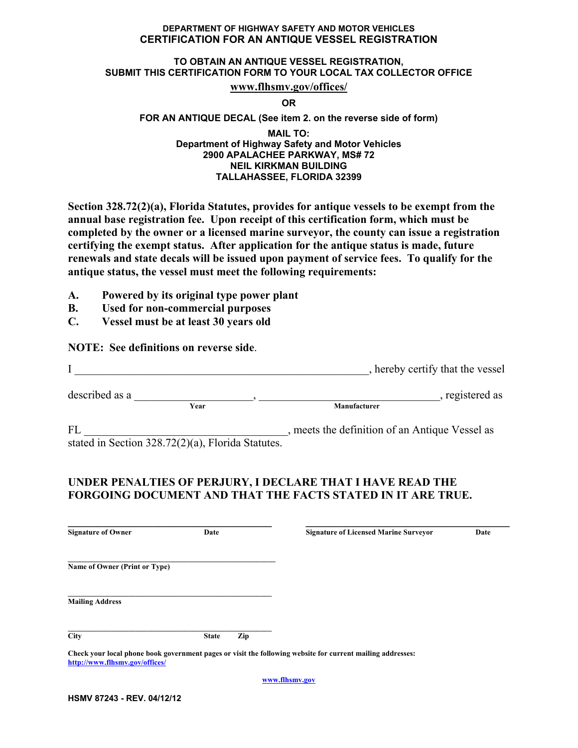**DEPARTMENT OF HIGHWAY SAFETY AND MOTOR VEHICLES**

# CERTIFICATION FOR AN ANTIQUE VESSEL REGISTRATION

**TO OBTAIN AN ANTIQUE VESSEL REGISTRATION,
SUBMIT THIS CERTIFICATION FORM TO YOUR LOCAL TAX COLLECTOR OFFICE**

**www.flhsmv.gov/offices/**

**OR**

**FOR AN ANTIQUE DECAL (See item 2. on the reverse side of form)**

**MAIL TO:
Department of Highway Safety and Motor Vehicles
2900 APALACHEE PARKWAY, MS# 72
NEIL KIRKMAN BUILDING
TALLAHASSEE, FLORIDA 32399**

**Section 328.72(2)(a), Florida Statutes, provides for antique vessels to be exempt from the annual base registration fee. Upon receipt of this certification form, which must be completed by the owner or a licensed marine surveyor, the county can issue a registration certifying the exempt status. After application for the antique status is made, future renewals and state decals will be issued upon payment of service fees. To qualify for the antique status, the vessel must meet the following requirements:**

**A.** **Powered by its original type power plant**
**B.** **Used for non-commercial purposes**
**C.** **Vessel must be at least 30 years old**

**NOTE: See definitions on reverse side**.

I _____________________________________________________, hereby certify that the vessel

described as a _____________________, ________________________________, registered as
Year Manufacturer

FL ____________________________________, meets the definition of an Antique Vessel as stated in Section 328.72(2)(a), Florida Statutes.

**UNDER PENALTIES OF PERJURY, I DECLARE THAT I HAVE READ THE FORGOING DOCUMENT AND THAT THE FACTS STATED IN IT ARE TRUE.**

_____________________________________________ _____________________________________________
**Signature of Owner** **Date** **Signature of Licensed Marine Surveyor** **Date**

_____________________________________________
**Name of Owner (Print or Type)**

_____________________________________________
**Mailing Address**

_____________________________________________
**City** **State** **Zip**

**Check your local phone book government pages or visit the following website for current mailing addresses:**
**http://www.flhsmv.gov/offices/**

**www.flhsmv.gov**

**HSMV 87243 - REV. 04/12/12**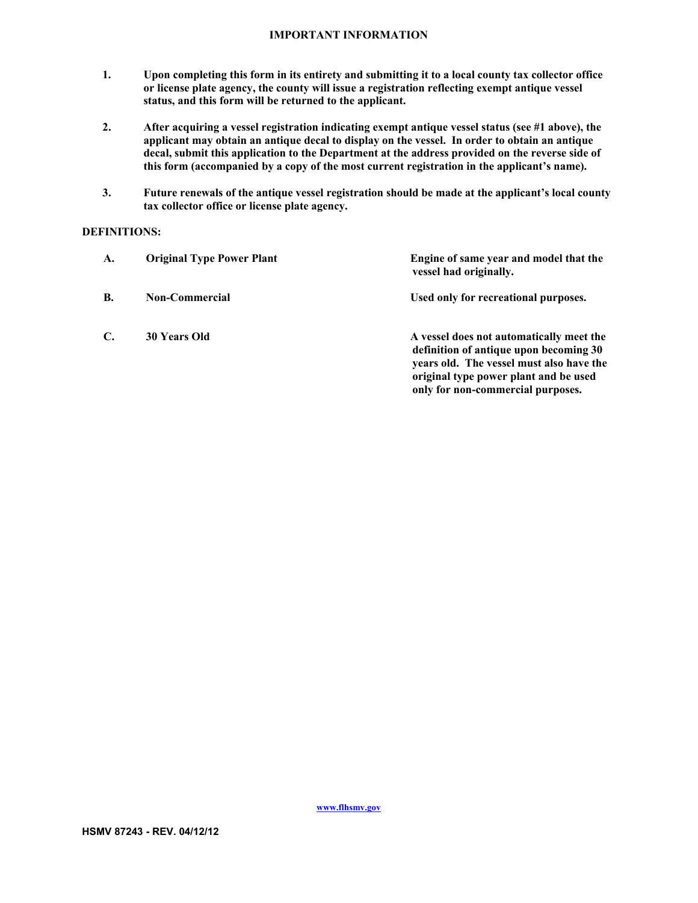## IMPORTANT INFORMATION

1. **Upon completing this form in its entirety and submitting it to a local county tax collector office or license plate agency, the county will issue a registration reflecting exempt antique vessel status, and this form will be returned to the applicant.**

2. **After acquiring a vessel registration indicating exempt antique vessel status (see #1 above), the applicant may obtain an antique decal to display on the vessel. In order to obtain an antique decal, submit this application to the Department at the address provided on the reverse side of this form (accompanied by a copy of the most current registration in the applicant's name).**

3. **Future renewals of the antique vessel registration should be made at the applicant's local county tax collector office or license plate agency.**

**DEFINITIONS:**

| | | |
|---|---|---|
| **A.** | **Original Type Power Plant** | **Engine of same year and model that the vessel had originally.** |
| **B.** | **Non-Commercial** | **Used only for recreational purposes.** |
| **C.** | **30 Years Old** | **A vessel does not automatically meet the definition of antique upon becoming 30 years old. The vessel must also have the original type power plant and be used only for non-commercial purposes.** |

**www.flhsmv.gov**

**HSMV 87243 - REV. 04/12/12**